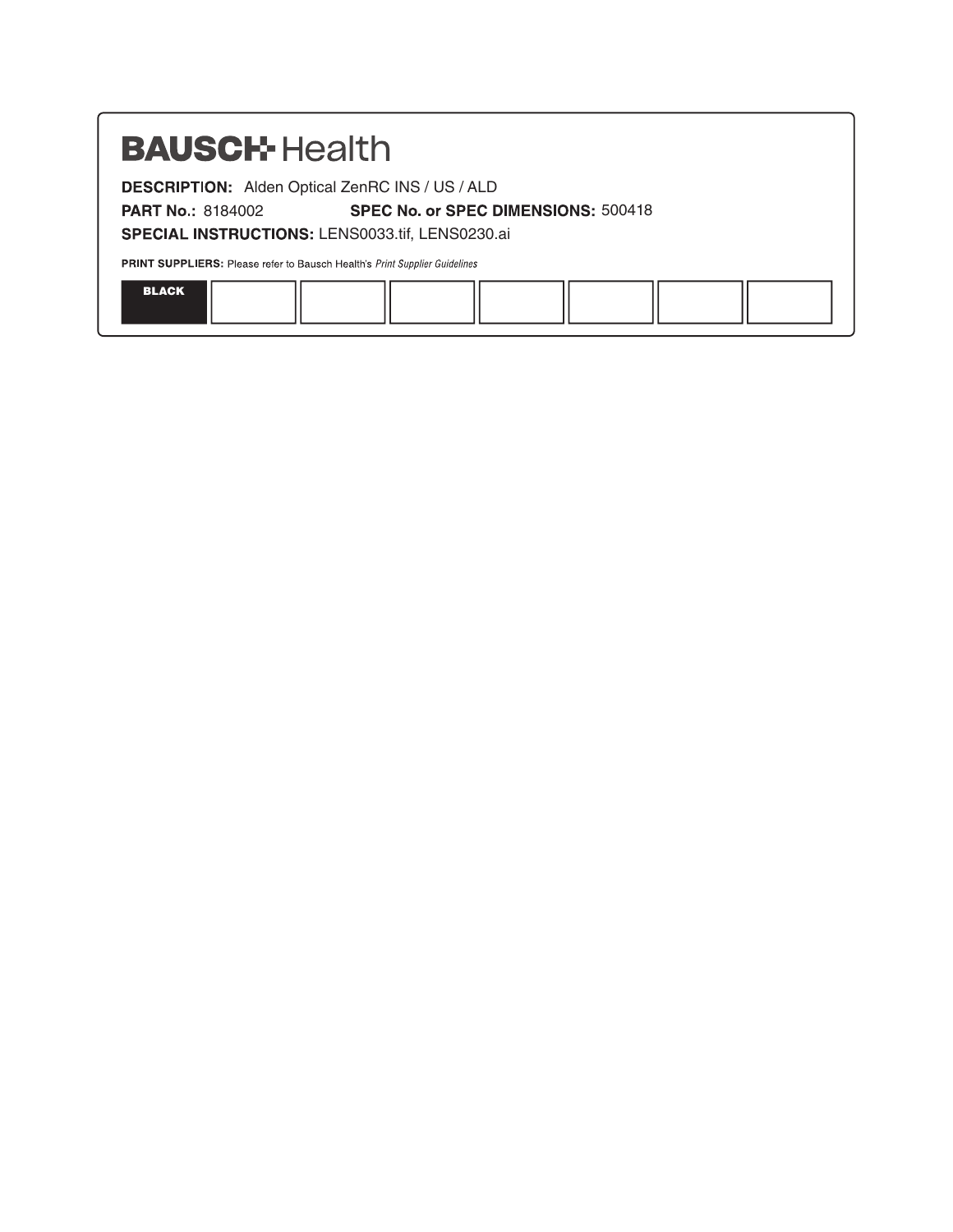**BAUSCH Health**

**DESCRIPTION:** Alden Optical ZenRC INS / US / ALD

**PART No.:** 8184002 **SPEC No. or SPEC DIMENSIONS:** 500418

**SPECIAL INSTRUCTIONS:** LENS0033.tif, LENS0230.ai

**PRINT SUPPLIERS:** Please refer to Bausch Health's *Print Supplier Guidelines*

| BLACK | | | | | | | |
|---|---|---|---|---|---|---|---|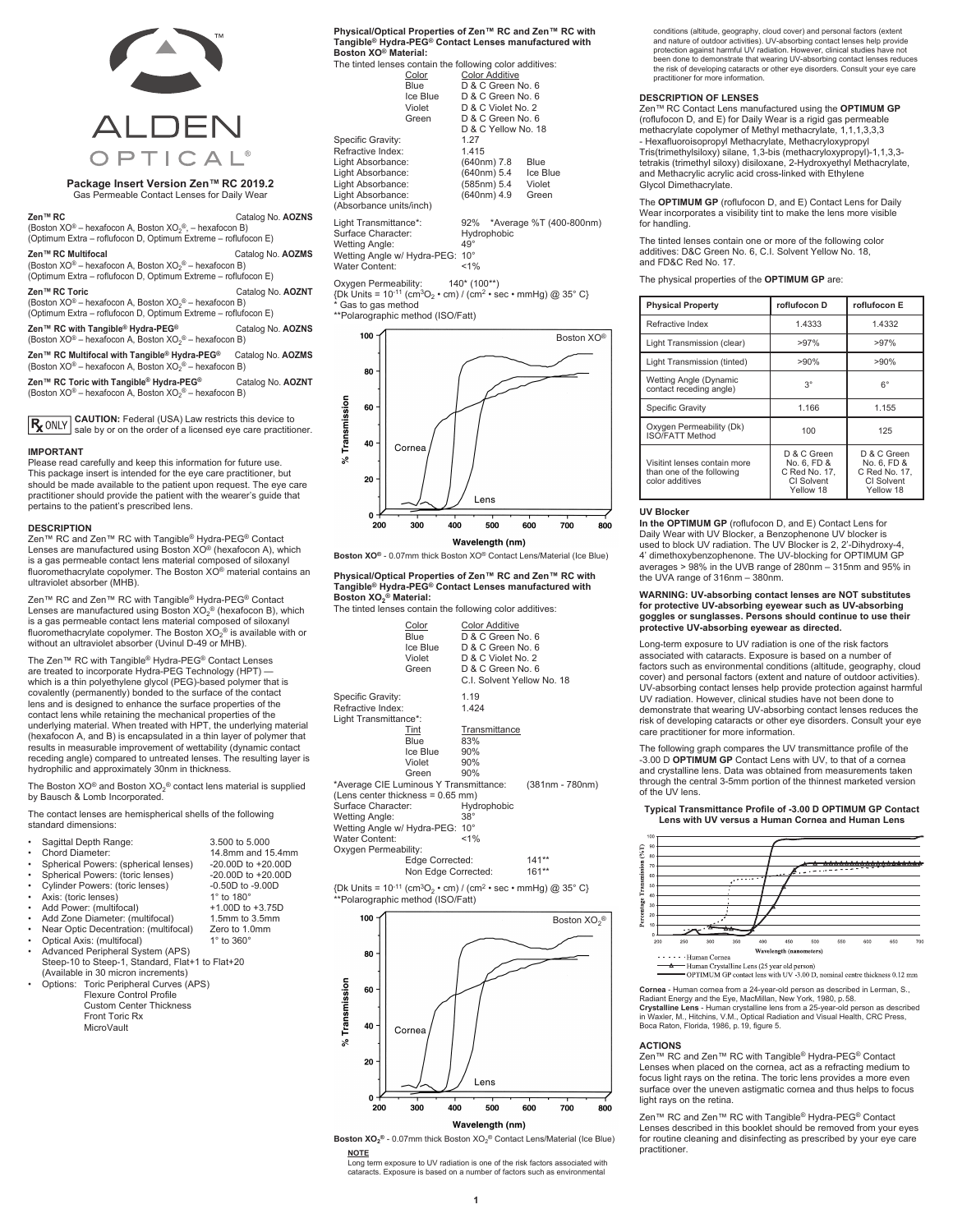ALDEN OPTICAL®

**Package Insert Version Zen™ RC 2019.2**
Gas Permeable Contact Lenses for Daily Wear

**Zen™ RC** Catalog No. **AOZNS**
(Boston XO® – hexafocon A, Boston $XO_2$® – hexafocon B)
(Optimum Extra – roflufocon D, Optimum Extreme – roflufocon E)

**Zen™ RC Multifocal** Catalog No. **AOZMS**
(Boston XO® – hexafocon A, Boston $XO_2$® – hexafocon B)
(Optimum Extra – roflufocon D, Optimum Extreme – roflufocon E)

**Zen™ RC Toric** Catalog No. **AOZNT**
(Boston XO® – hexafocon A, Boston $XO_2$® – hexafocon B)
(Optimum Extra – roflufocon D, Optimum Extreme – roflufocon E)

**Zen™ RC with Tangible® Hydra-PEG®** Catalog No. **AOZNS**
(Boston XO® – hexafocon A, Boston $XO_2$® – hexafocon B)

**Zen™ RC Multifocal with Tangible® Hydra-PEG®** Catalog No. **AOZMS**
(Boston XO® – hexafocon A, Boston $XO_2$® – hexafocon B)

**Zen™ RC Toric with Tangible® Hydra-PEG®** Catalog No. **AOZNT**
(Boston XO® – hexafocon A, Boston $XO_2$® – hexafocon B)

℞ ONLY **CAUTION:** Federal (USA) Law restricts this device to sale by or on the order of a licensed eye care practitioner.

## IMPORTANT

Please read carefully and keep this information for future use. This package insert is intended for the eye care practitioner, but should be made available to the patient upon request. The eye care practitioner should provide the patient with the wearer's guide that pertains to the patient's prescribed lens.

## DESCRIPTION

Zen™ RC and Zen™ RC with Tangible® Hydra-PEG® Contact Lenses are manufactured using Boston XO® (hexafocon A), which is a gas permeable contact lens material composed of siloxanyl fluoromethacrylate copolymer. The Boston XO® material contains an ultraviolet absorber (MHB).

Zen™ RC and Zen™ RC with Tangible® Hydra-PEG® Contact Lenses are manufactured using Boston $XO_2$® (hexafocon B), which is a gas permeable contact lens material composed of siloxanyl fluoromethacrylate copolymer. The Boston $XO_2$® is available with or without an ultraviolet absorber (Uvinul D-49 or MHB).

The Zen™ RC with Tangible® Hydra-PEG® Contact Lenses are treated to incorporate Hydra-PEG Technology (HPT) — which is a thin polyethylene glycol (PEG)-based polymer that is covalently (permanently) bonded to the surface of the contact lens and is designed to enhance the surface properties of the contact lens while retaining the mechanical properties of the underlying material. When treated with HPT, the underlying material (hexafocon A, and B) is encapsulated in a thin layer of polymer that results in measurable improvement of wettability (dynamic contact receding angle) compared to untreated lenses. The resulting layer is hydrophilic and approximately 30nm in thickness.

The Boston XO® and Boston $XO_2$® contact lens material is supplied by Bausch & Lomb Incorporated.

The contact lenses are hemispherical shells of the following standard dimensions:

- Sagittal Depth Range: 3.500 to 5.000
- Chord Diameter: 14.8mm and 15.4mm
- Spherical Powers: (spherical lenses) -20.00D to +20.00D
- Spherical Powers: (toric lenses) -20.00D to +20.00D
- Cylinder Powers: (toric lenses) -0.50D to -9.00D
- Axis: (toric lenses) 1° to 180°
- Add Power: (multifocal) +1.00D to +3.75D
- Add Zone Diameter: (multifocal) 1.5mm to 3.5mm
- Near Optic Decentration: (multifocal) Zero to 1.0mm
- Optical Axis: (multifocal) 1° to 360°
- Advanced Peripheral System (APS) Steep-10 to Steep-1, Standard, Flat+1 to Flat+20 (Available in 30 micron increments)
- Options: Toric Peripheral Curves (APS)
  Flexure Control Profile
  Custom Center Thickness
  Front Toric Rx
  MicroVault

**Physical/Optical Properties of Zen™ RC and Zen™ RC with Tangible® Hydra-PEG® Contact Lenses manufactured with Boston XO® Material:**

The tinted lenses contain the following color additives:

| Color | Color Additive |
|---|---|
| Blue | D & C Green No. 6 |
| Ice Blue | D & C Green No. 6 |
| Violet | D & C Violet No. 2 |
| Green | D & C Green No. 6<br>D & C Yellow No. 18 |

Specific Gravity: 1.27
Refractive Index: 1.415
Light Absorbance: (640nm) 7.8 Blue
Light Absorbance: (640nm) 5.4 Ice Blue
Light Absorbance: (585nm) 5.4 Violet
Light Absorbance: (640nm) 4.9 Green
(Absorbance units/inch)

Light Transmittance*: 92% *Average %T (400-800nm)
Surface Character: Hydrophobic
Wetting Angle: 49°
Wetting Angle w/ Hydra-PEG: 10°
Water Content: <1%

Oxygen Permeability: 140* (100**)
{Dk Units = $10^{-11}$ ($cm^3O_2$ • cm) / ($cm^2$ • sec • mmHg) @ 35° C}
\* Gas to gas method
\*\*Polarographic method (ISO/Fatt)

**Boston XO®** - 0.07mm thick Boston XO® Contact Lens/Material (Ice Blue)

**Physical/Optical Properties of Zen™ RC and Zen™ RC with Tangible® Hydra-PEG® Contact Lenses manufactured with Boston $XO_2$® Material:**

The tinted lenses contain the following color additives:

| Color | Color Additive |
|---|---|
| Blue | D & C Green No. 6 |
| Ice Blue | D & C Green No. 6 |
| Violet | D & C Violet No. 2 |
| Green | D & C Green No. 6<br>C.I. Solvent Yellow No. 18 |

Specific Gravity: 1.19
Refractive Index: 1.424
Light Transmittance*:

| Tint | Transmittance |
|---|---|
| Blue | 83% |
| Ice Blue | 90% |
| Violet | 90% |
| Green | 90% |

\*Average CIE Luminous Y Transmittance: (381nm - 780nm)
(Lens center thickness = 0.65 mm)
Surface Character: Hydrophobic
Wetting Angle: 38°
Wetting Angle w/ Hydra-PEG: 10°
Water Content: <1%
Oxygen Permeability:
Edge Corrected: 141\*\*
Non Edge Corrected: 161\*\*

{Dk Units = $10^{-11}$ ($cm^3O_2$ • cm) / ($cm^2$ • sec • mmHg) @ 35° C}
\*\*Polarographic method (ISO/Fatt)

**Boston $XO_2$®** - 0.07mm thick Boston $XO_2$® Contact Lens/Material (Ice Blue)

**NOTE**
Long term exposure to UV radiation is one of the risk factors associated with cataracts. Exposure is based on a number of factors such as environmental conditions (altitude, geography, cloud cover) and personal factors (extent and nature of outdoor activities). UV-absorbing contact lenses help provide protection against harmful UV radiation. However, clinical studies have not been done to demonstrate that wearing UV-absorbing contact lenses reduces the risk of developing cataracts or other eye disorders. Consult your eye care practitioner for more information.

## DESCRIPTION OF LENSES

Zen™ RC Contact Lens manufactured using the **OPTIMUM GP** (roflufocon D, and E) for Daily Wear is a rigid gas permeable methacrylate copolymer of Methyl methacrylate, 1,1,1,3,3,3 - Hexafluoroisopropyl Methacrylate, Methacryloxypropyl Tris(trimethylsiloxy) silane, 1,3-bis (methacryloxypropyl)-1,1,3,3-tetrakis (trimethyl siloxy) disiloxane, 2-Hydroxyethyl Methacrylate, and Methacrylic acrylic acid cross-linked with Ethylene Glycol Dimethacrylate.

The **OPTIMUM GP** (roflufocon D, and E) Contact Lens for Daily Wear incorporates a visibility tint to make the lens more visible for handling.

The tinted lenses contain one or more of the following color additives: D&C Green No. 6, C.I. Solvent Yellow No. 18, and FD&C Red No. 17.

The physical properties of the **OPTIMUM GP** are:

| Physical Property | roflufocon D | roflufocon E |
|---|---|---|
| Refractive Index | 1.4333 | 1.4332 |
| Light Transmission (clear) | >97% | >97% |
| Light Transmission (tinted) | >90% | >90% |
| Wetting Angle (Dynamic contact receding angle) | 3° | 6° |
| Specific Gravity | 1.166 | 1.155 |
| Oxygen Permeability (Dk) ISO/FATT Method | 100 | 125 |
| Visitint lenses contain more than one of the following color additives | D & C Green No. 6, FD & C Red No. 17, CI Solvent Yellow 18 | D & C Green No. 6, FD & C Red No. 17, CI Solvent Yellow 18 |

### UV Blocker

**In the OPTIMUM GP** (roflufocon D, and E) Contact Lens for Daily Wear with UV Blocker, a Benzophenone UV blocker is used to block UV radiation. The UV Blocker is 2, 2'-Dihydroxy-4, 4' dimethoxybenzophenone. The UV-blocking for OPTIMUM GP averages > 98% in the UVB range of 280nm – 315nm and 95% in the UVA range of 316nm – 380nm.

**WARNING: UV-absorbing contact lenses are NOT substitutes for protective UV-absorbing eyewear such as UV-absorbing goggles or sunglasses. Persons should continue to use their protective UV-absorbing eyewear as directed.**

Long-term exposure to UV radiation is one of the risk factors associated with cataracts. Exposure is based on a number of factors such as environmental conditions (altitude, geography, cloud cover) and personal factors (extent and nature of outdoor activities). UV-absorbing contact lenses help provide protection against harmful UV radiation. However, clinical studies have not been done to demonstrate that wearing UV-absorbing contact lenses reduces the risk of developing cataracts or other eye disorders. Consult your eye care practitioner for more information.

The following graph compares the UV transmittance profile of the -3.00 D **OPTIMUM GP** Contact Lens with UV, to that of a cornea and crystalline lens. Data was obtained from measurements taken through the central 3-5mm portion of the thinnest marketed version of the UV lens.

**Typical Transmittance Profile of -3.00 D OPTIMUM GP Contact Lens with UV versus a Human Cornea and Human Lens**

**Cornea** - Human cornea from a 24-year-old person as described in Lerman, S., Radiant Energy and the Eye, MacMillan, New York, 1980, p.58.
**Crystalline Lens** - Human crystalline lens from a 25-year-old person as described in Waxler, M., Hitchins, V.M., Optical Radiation and Visual Health, CRC Press, Boca Raton, Florida, 1986, p.19, figure 5.

## ACTIONS

Zen™ RC and Zen™ RC with Tangible® Hydra-PEG® Contact Lenses when placed on the cornea, act as a refracting medium to focus light rays on the retina. The toric lens provides a more even surface over the uneven astigmatic cornea and thus helps to focus light rays on the retina.

Zen™ RC and Zen™ RC with Tangible® Hydra-PEG® Contact Lenses described in this booklet should be removed from your eyes for routine cleaning and disinfecting as prescribed by your eye care practitioner.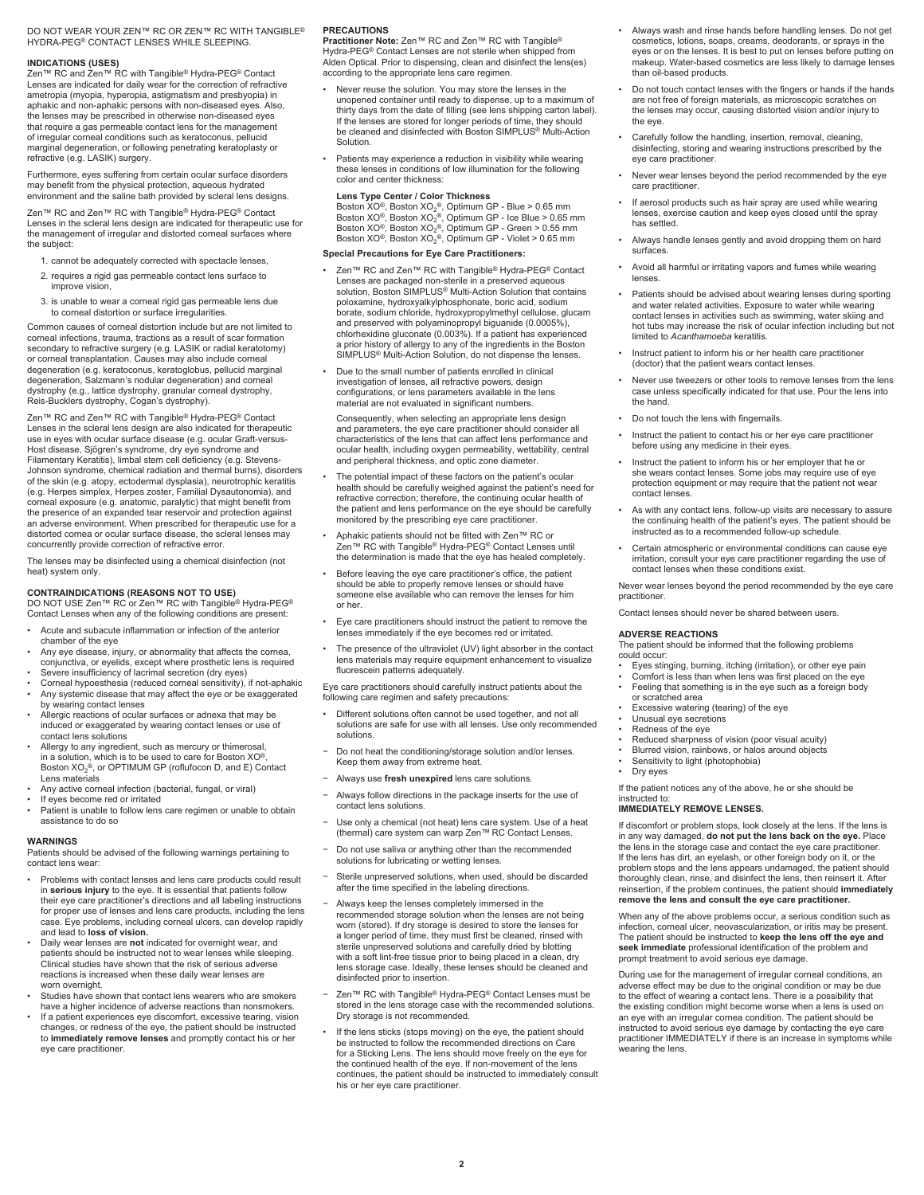DO NOT WEAR YOUR ZEN™ RC OR ZEN™ RC WITH TANGIBLE® HYDRA-PEG® CONTACT LENSES WHILE SLEEPING.

## INDICATIONS (USES)

Zen™ RC and Zen™ RC with Tangible® Hydra-PEG® Contact Lenses are indicated for daily wear for the correction of refractive ametropia (myopia, hyperopia, astigmatism and presbyopia) in aphakic and non-aphakic persons with non-diseased eyes. Also, the lenses may be prescribed in otherwise non-diseased eyes that require a gas permeable contact lens for the management of irregular corneal conditions such as keratoconus, pellucid marginal degeneration, or following penetrating keratoplasty or refractive (e.g. LASIK) surgery.

Furthermore, eyes suffering from certain ocular surface disorders may benefit from the physical protection, aqueous hydrated environment and the saline bath provided by scleral lens designs.

Zen™ RC and Zen™ RC with Tangible® Hydra-PEG® Contact Lenses in the scleral lens design are indicated for therapeutic use for the management of irregular and distorted corneal surfaces where the subject:

1. cannot be adequately corrected with spectacle lenses,
2. requires a rigid gas permeable contact lens surface to improve vision,
3. is unable to wear a corneal rigid gas permeable lens due to corneal distortion or surface irregularities.

Common causes of corneal distortion include but are not limited to corneal infections, trauma, tractions as a result of scar formation secondary to refractive surgery (e.g. LASIK or radial keratotomy) or corneal transplantation. Causes may also include corneal degeneration (e.g. keratoconus, keratoglobus, pellucid marginal degeneration, Salzmann's nodular degeneration) and corneal dystrophy (e.g., lattice dystrophy, granular corneal dystrophy, Reis-Bucklers dystrophy, Cogan's dystrophy).

Zen™ RC and Zen™ RC with Tangible® Hydra-PEG® Contact Lenses in the scleral lens design are also indicated for therapeutic use in eyes with ocular surface disease (e.g. ocular Graft-versus-Host disease, Sjögren's syndrome, dry eye syndrome and Filamentary Keratitis), limbal stem cell deficiency (e.g. Stevens-Johnson syndrome, chemical radiation and thermal burns), disorders of the skin (e.g. atopy, ectodermal dysplasia), neurotrophic keratitis (e.g. Herpes simplex, Herpes zoster, Familial Dysautonomia), and corneal exposure (e.g. anatomic, paralytic) that might benefit from the presence of an expanded tear reservoir and protection against an adverse environment. When prescribed for therapeutic use for a distorted cornea or ocular surface disease, the scleral lenses may concurrently provide correction of refractive error.

The lenses may be disinfected using a chemical disinfection (not heat) system only.

## CONTRAINDICATIONS (REASONS NOT TO USE)

DO NOT USE Zen™ RC or Zen™ RC with Tangible® Hydra-PEG® Contact Lenses when any of the following conditions are present:

- Acute and subacute inflammation or infection of the anterior chamber of the eye
- Any eye disease, injury, or abnormality that affects the cornea, conjunctiva, or eyelids, except where prosthetic lens is required
- Severe insufficiency of lacrimal secretion (dry eyes)
- Corneal hypoesthesia (reduced corneal sensitivity), if not-aphakic
- Any systemic disease that may affect the eye or be exaggerated by wearing contact lenses
- Allergic reactions of ocular surfaces or adnexa that may be induced or exaggerated by wearing contact lenses or use of contact lens solutions
- Allergy to any ingredient, such as mercury or thimerosal, in a solution, which is to be used to care for Boston XO®, Boston $XO_2$®, or OPTIMUM GP (roflufocon D, and E) Contact Lens materials
- Any active corneal infection (bacterial, fungal, or viral)
- If eyes become red or irritated
- Patient is unable to follow lens care regimen or unable to obtain assistance to do so

## WARNINGS

Patients should be advised of the following warnings pertaining to contact lens wear:

- Problems with contact lenses and lens care products could result in **serious injury** to the eye. It is essential that patients follow their eye care practitioner's directions and all labeling instructions for proper use of lenses and lens care products, including the lens case. Eye problems, including corneal ulcers, can develop rapidly and lead to **loss of vision.**
- Daily wear lenses are **not** indicated for overnight wear, and patients should be instructed not to wear lenses while sleeping. Clinical studies have shown that the risk of serious adverse reactions is increased when these daily wear lenses are worn overnight.
- Studies have shown that contact lens wearers who are smokers have a higher incidence of adverse reactions than nonsmokers.
- If a patient experiences eye discomfort, excessive tearing, vision changes, or redness of the eye, the patient should be instructed to **immediately remove lenses** and promptly contact his or her eye care practitioner.

## PRECAUTIONS

**Practitioner Note:** Zen™ RC and Zen™ RC with Tangible® Hydra-PEG® Contact Lenses are not sterile when shipped from Alden Optical. Prior to dispensing, clean and disinfect the lens(es) according to the appropriate lens care regimen.

- Never reuse the solution. You may store the lenses in the unopened container until ready to dispense, up to a maximum of thirty days from the date of filling (see lens shipping carton label). If the lenses are stored for longer periods of time, they should be cleaned and disinfected with Boston SIMPLUS® Multi-Action Solution.
- Patients may experience a reduction in visibility while wearing these lenses in conditions of low illumination for the following color and center thickness:

  **Lens Type Center / Color Thickness**
  Boston XO®, Boston $XO_2$®, Optimum GP - Blue > 0.65 mm
  Boston XO®, Boston $XO_2$®, Optimum GP - Ice Blue > 0.65 mm
  Boston XO®, Boston $XO_2$®, Optimum GP - Green > 0.55 mm
  Boston XO®, Boston $XO_2$®, Optimum GP - Violet > 0.65 mm

### Special Precautions for Eye Care Practitioners:

- Zen™ RC and Zen™ RC with Tangible® Hydra-PEG® Contact Lenses are packaged non-sterile in a preserved aqueous solution, Boston SIMPLUS® Multi-Action Solution that contains poloxamine, hydroxyalkylphosphonate, boric acid, sodium borate, sodium chloride, hydroxypropylmethyl cellulose, glucam and preserved with polyaminopropyl biguanide (0.0005%), chlorhexidine gluconate (0.003%). If a patient has experienced a prior history of allergy to any of the ingredients in the Boston SIMPLUS® Multi-Action Solution, do not dispense the lenses.
- Due to the small number of patients enrolled in clinical investigation of lenses, all refractive powers, design configurations, or lens parameters available in the lens material are not evaluated in significant numbers.

  Consequently, when selecting an appropriate lens design and parameters, the eye care practitioner should consider all characteristics of the lens that can affect lens performance and ocular health, including oxygen permeability, wettability, central and peripheral thickness, and optic zone diameter.
- The potential impact of these factors on the patient's ocular health should be carefully weighed against the patient's need for refractive correction; therefore, the continuing ocular health of the patient and lens performance on the eye should be carefully monitored by the prescribing eye care practitioner.
- Aphakic patients should not be fitted with Zen™ RC or Zen™ RC with Tangible® Hydra-PEG® Contact Lenses until the determination is made that the eye has healed completely.
- Before leaving the eye care practitioner's office, the patient should be able to properly remove lenses or should have someone else available who can remove the lenses for him or her.
- Eye care practitioners should instruct the patient to remove the lenses immediately if the eye becomes red or irritated.
- The presence of the ultraviolet (UV) light absorber in the contact lens materials may require equipment enhancement to visualize fluorescein patterns adequately.

Eye care practitioners should carefully instruct patients about the following care regimen and safety precautions:

- Different solutions often cannot be used together, and not all solutions are safe for use with all lenses. Use only recommended solutions.
  - Do not heat the conditioning/storage solution and/or lenses. Keep them away from extreme heat.
  - Always use **fresh unexpired** lens care solutions.
  - Always follow directions in the package inserts for the use of contact lens solutions.
  - Use only a chemical (not heat) lens care system. Use of a heat (thermal) care system can warp Zen™ RC Contact Lenses.
  - Do not use saliva or anything other than the recommended solutions for lubricating or wetting lenses.
  - Sterile unpreserved solutions, when used, should be discarded after the time specified in the labeling directions.
  - Always keep the lenses completely immersed in the recommended storage solution when the lenses are not being worn (stored). If dry storage is desired to store the lenses for a longer period of time, they must first be cleaned, rinsed with sterile unpreserved solutions and carefully dried by blotting with a soft lint-free tissue prior to being placed in a clean, dry lens storage case. Ideally, these lenses should be cleaned and disinfected prior to insertion.
  - Zen™ RC with Tangible® Hydra-PEG® Contact Lenses must be stored in the lens storage case with the recommended solutions. Dry storage is not recommended.
- If the lens sticks (stops moving) on the eye, the patient should be instructed to follow the recommended directions on Care for a Sticking Lens. The lens should move freely on the eye for the continued health of the eye. If non-movement of the lens continues, the patient should be instructed to immediately consult his or her eye care practitioner.
- Always wash and rinse hands before handling lenses. Do not get cosmetics, lotions, soaps, creams, deodorants, or sprays in the eyes or on the lenses. It is best to put on lenses before putting on makeup. Water-based cosmetics are less likely to damage lenses than oil-based products.
- Do not touch contact lenses with the fingers or hands if the hands are not free of foreign materials, as microscopic scratches on the lenses may occur, causing distorted vision and/or injury to the eye.
- Carefully follow the handling, insertion, removal, cleaning, disinfecting, storing and wearing instructions prescribed by the eye care practitioner.
- Never wear lenses beyond the period recommended by the eye care practitioner.
- If aerosol products such as hair spray are used while wearing lenses, exercise caution and keep eyes closed until the spray has settled.
- Always handle lenses gently and avoid dropping them on hard surfaces.
- Avoid all harmful or irritating vapors and fumes while wearing lenses.
- Patients should be advised about wearing lenses during sporting and water related activities. Exposure to water while wearing contact lenses in activities such as swimming, water skiing and hot tubs may increase the risk of ocular infection including but not limited to *Acanthamoeba* keratitis.
- Instruct patient to inform his or her health care practitioner (doctor) that the patient wears contact lenses.
- Never use tweezers or other tools to remove lenses from the lens case unless specifically indicated for that use. Pour the lens into the hand.
- Do not touch the lens with fingernails.
- Instruct the patient to contact his or her eye care practitioner before using any medicine in their eyes.
- Instruct the patient to inform his or her employer that he or she wears contact lenses. Some jobs may require use of eye protection equipment or may require that the patient not wear contact lenses.
- As with any contact lens, follow-up visits are necessary to assure the continuing health of the patient's eyes. The patient should be instructed as to a recommended follow-up schedule.
- Certain atmospheric or environmental conditions can cause eye irritation, consult your eye care practitioner regarding the use of contact lenses when these conditions exist.

Never wear lenses beyond the period recommended by the eye care practitioner.

Contact lenses should never be shared between users.

## ADVERSE REACTIONS

The patient should be informed that the following problems could occur:

- Eyes stinging, burning, itching (irritation), or other eye pain
- Comfort is less than when lens was first placed on the eye
- Feeling that something is in the eye such as a foreign body or scratched area
- Excessive watering (tearing) of the eye
- Unusual eye secretions
- Redness of the eye
- Reduced sharpness of vision (poor visual acuity)
- Blurred vision, rainbows, or halos around objects
- Sensitivity to light (photophobia)
- Dry eyes

If the patient notices any of the above, he or she should be instructed to:
**IMMEDIATELY REMOVE LENSES.**

If discomfort or problem stops, look closely at the lens. If the lens is in any way damaged, **do not put the lens back on the eye.** Place the lens in the storage case and contact the eye care practitioner. If the lens has dirt, an eyelash, or other foreign body on it, or the problem stops and the lens appears undamaged, the patient should thoroughly clean, rinse, and disinfect the lens, then reinsert it. After reinsertion, if the problem continues, the patient should **immediately remove the lens and consult the eye care practitioner.**

When any of the above problems occur, a serious condition such as infection, corneal ulcer, neovascularization, or iritis may be present. The patient should be instructed to **keep the lens off the eye and seek immediate** professional identification of the problem and prompt treatment to avoid serious eye damage.

During use for the management of irregular corneal conditions, an adverse effect may be due to the original condition or may be due to the effect of wearing a contact lens. There is a possibility that the existing condition might become worse when a lens is used on an eye with an irregular cornea condition. The patient should be instructed to avoid serious eye damage by contacting the eye care practitioner IMMEDIATELY if there is an increase in symptoms while wearing the lens.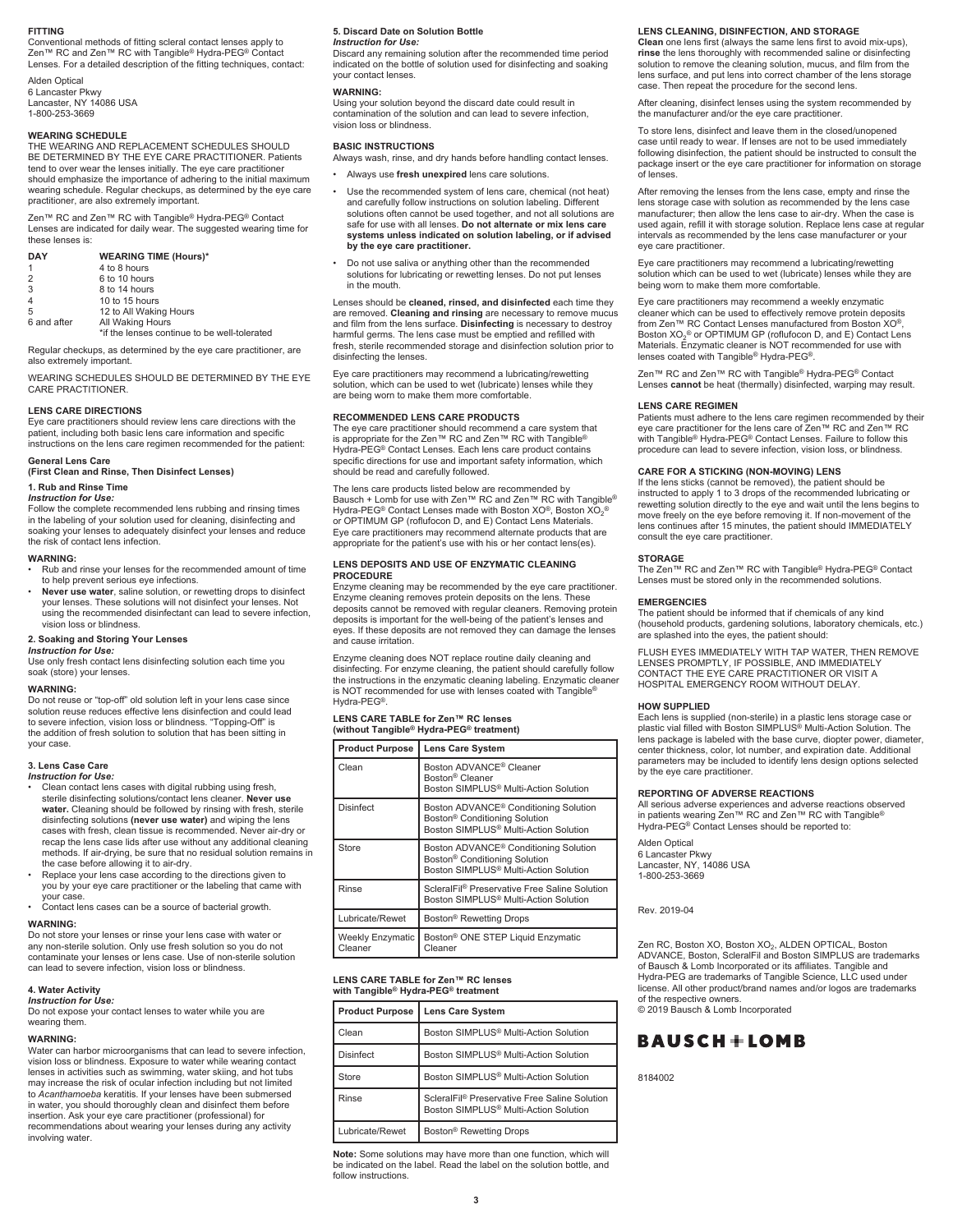### FITTING

Conventional methods of fitting scleral contact lenses apply to Zen™ RC and Zen™ RC with Tangible® Hydra-PEG® Contact Lenses. For a detailed description of the fitting techniques, contact:

Alden Optical
6 Lancaster Pkwy
Lancaster, NY 14086 USA
1-800-253-3669

### WEARING SCHEDULE

THE WEARING AND REPLACEMENT SCHEDULES SHOULD BE DETERMINED BY THE EYE CARE PRACTITIONER. Patients tend to over wear the lenses initially. The eye care practitioner should emphasize the importance of adhering to the initial maximum wearing schedule. Regular checkups, as determined by the eye care practitioner, are also extremely important.

Zen™ RC and Zen™ RC with Tangible® Hydra-PEG® Contact Lenses are indicated for daily wear. The suggested wearing time for these lenses is:

| DAY | WEARING TIME (Hours)* |
|---|---|
| 1 | 4 to 8 hours |
| 2 | 6 to 10 hours |
| 3 | 8 to 14 hours |
| 4 | 10 to 15 hours |
| 5 | 12 to All Waking Hours |
| 6 and after | All Waking Hours |

*if the lenses continue to be well-tolerated

Regular checkups, as determined by the eye care practitioner, are also extremely important.

WEARING SCHEDULES SHOULD BE DETERMINED BY THE EYE CARE PRACTITIONER.

### LENS CARE DIRECTIONS

Eye care practitioners should review lens care directions with the patient, including both basic lens care information and specific instructions on the lens care regimen recommended for the patient:

#### General Lens Care
**(First Clean and Rinse, Then Disinfect Lenses)**

**1. Rub and Rinse Time**
*Instruction for Use:*
Follow the complete recommended lens rubbing and rinsing times in the labeling of your solution used for cleaning, disinfecting and soaking your lenses to adequately disinfect your lenses and reduce the risk of contact lens infection.

**WARNING:**

- Rub and rinse your lenses for the recommended amount of time to help prevent serious eye infections.
- **Never use water**, saline solution, or rewetting drops to disinfect your lenses. These solutions will not disinfect your lenses. Not using the recommended disinfectant can lead to severe infection, vision loss or blindness.

**2. Soaking and Storing Your Lenses**
*Instruction for Use:*
Use only fresh contact lens disinfecting solution each time you soak (store) your lenses.

**WARNING:**
Do not reuse or "top-off" old solution left in your lens case since solution reuse reduces effective lens disinfection and could lead to severe infection, vision loss or blindness. "Topping-Off" is the addition of fresh solution to solution that has been sitting in your case.

**3. Lens Case Care**
*Instruction for Use:*

- Clean contact lens cases with digital rubbing using fresh, sterile disinfecting solutions/contact lens cleaner. **Never use water.** Cleaning should be followed by rinsing with fresh, sterile disinfecting solutions **(never use water)** and wiping the lens cases with fresh, clean tissue is recommended. Never air-dry or recap the lens case lids after use without any additional cleaning methods. If air-drying, be sure that no residual solution remains in the case before allowing it to air-dry.
- Replace your lens case according to the directions given to you by your eye care practitioner or the labeling that came with your case.
- Contact lens cases can be a source of bacterial growth.

**WARNING:**
Do not store your lenses or rinse your lens case with water or any non-sterile solution. Only use fresh solution so you do not contaminate your lenses or lens case. Use of non-sterile solution can lead to severe infection, vision loss or blindness.

**4. Water Activity**
*Instruction for Use:*
Do not expose your contact lenses to water while you are wearing them.

**WARNING:**
Water can harbor microorganisms that can lead to severe infection, vision loss or blindness. Exposure to water while wearing contact lenses in activities such as swimming, water skiing, and hot tubs may increase the risk of ocular infection including but not limited to *Acanthamoeba* keratitis. If your lenses have been submersed in water, you should thoroughly clean and disinfect them before insertion. Ask your eye care practitioner (professional) for recommendations about wearing your lenses during any activity involving water.

**5. Discard Date on Solution Bottle**
*Instruction for Use:*
Discard any remaining solution after the recommended time period indicated on the bottle of solution used for disinfecting and soaking your contact lenses.

**WARNING:**
Using your solution beyond the discard date could result in contamination of the solution and can lead to severe infection, vision loss or blindness.

### BASIC INSTRUCTIONS

Always wash, rinse, and dry hands before handling contact lenses.

- Always use **fresh unexpired** lens care solutions.
- Use the recommended system of lens care, chemical (not heat) and carefully follow instructions on solution labeling. Different solutions often cannot be used together, and not all solutions are safe for use with all lenses. **Do not alternate or mix lens care systems unless indicated on solution labeling, or if advised by the eye care practitioner.**
- Do not use saliva or anything other than the recommended solutions for lubricating or rewetting lenses. Do not put lenses in the mouth.

Lenses should be **cleaned, rinsed, and disinfected** each time they are removed. **Cleaning and rinsing** are necessary to remove mucus and film from the lens surface. **Disinfecting** is necessary to destroy harmful germs. The lens case must be emptied and refilled with fresh, sterile recommended storage and disinfection solution prior to disinfecting the lenses.

Eye care practitioners may recommend a lubricating/rewetting solution, which can be used to wet (lubricate) lenses while they are being worn to make them more comfortable.

### RECOMMENDED LENS CARE PRODUCTS

The eye care practitioner should recommend a care system that is appropriate for the Zen™ RC and Zen™ RC with Tangible® Hydra-PEG® Contact Lenses. Each lens care product contains specific directions for use and important safety information, which should be read and carefully followed.

The lens care products listed below are recommended by Bausch + Lomb for use with Zen™ RC and Zen™ RC with Tangible® Hydra-PEG® Contact Lenses made with Boston XO®, Boston $XO_2$® or OPTIMUM GP (roflufocon D, and E) Contact Lens Materials. Eye care practitioners may recommend alternate products that are appropriate for the patient's use with his or her contact lens(es).

### LENS DEPOSITS AND USE OF ENZYMATIC CLEANING PROCEDURE

Enzyme cleaning may be recommended by the eye care practitioner. Enzyme cleaning removes protein deposits on the lens. These deposits cannot be removed with regular cleaners. Removing protein deposits is important for the well-being of the patient's lenses and eyes. If these deposits are not removed they can damage the lenses and cause irritation.

Enzyme cleaning does NOT replace routine daily cleaning and disinfecting. For enzyme cleaning, the patient should carefully follow the instructions in the enzymatic cleaning labeling. Enzymatic cleaner is NOT recommended for use with lenses coated with Tangible® Hydra-PEG®.

**LENS CARE TABLE for Zen™ RC lenses (without Tangible® Hydra-PEG® treatment)**

| Product Purpose | Lens Care System |
|---|---|
| Clean | Boston ADVANCE® Cleaner<br>Boston® Cleaner<br>Boston SIMPLUS® Multi-Action Solution |
| Disinfect | Boston ADVANCE® Conditioning Solution<br>Boston® Conditioning Solution<br>Boston SIMPLUS® Multi-Action Solution |
| Store | Boston ADVANCE® Conditioning Solution<br>Boston® Conditioning Solution<br>Boston SIMPLUS® Multi-Action Solution |
| Rinse | ScleralFil® Preservative Free Saline Solution<br>Boston SIMPLUS® Multi-Action Solution |
| Lubricate/Rewet | Boston® Rewetting Drops |
| Weekly Enzymatic Cleaner | Boston® ONE STEP Liquid Enzymatic Cleaner |

**LENS CARE TABLE for Zen™ RC lenses with Tangible® Hydra-PEG® treatment**

| Product Purpose | Lens Care System |
|---|---|
| Clean | Boston SIMPLUS® Multi-Action Solution |
| Disinfect | Boston SIMPLUS® Multi-Action Solution |
| Store | Boston SIMPLUS® Multi-Action Solution |
| Rinse | ScleralFil® Preservative Free Saline Solution<br>Boston SIMPLUS® Multi-Action Solution |
| Lubricate/Rewet | Boston® Rewetting Drops |

**Note:** Some solutions may have more than one function, which will be indicated on the label. Read the label on the solution bottle, and follow instructions.

### LENS CLEANING, DISINFECTION, AND STORAGE

**Clean** one lens first (always the same lens first to avoid mix-ups), **rinse** the lens thoroughly with recommended saline or disinfecting solution to remove the cleaning solution, mucus, and film from the lens surface, and put lens into correct chamber of the lens storage case. Then repeat the procedure for the second lens.

After cleaning, disinfect lenses using the system recommended by the manufacturer and/or the eye care practitioner.

To store lens, disinfect and leave them in the closed/unopened case until ready to wear. If lenses are not to be used immediately following disinfection, the patient should be instructed to consult the package insert or the eye care practitioner for information on storage of lenses.

After removing the lenses from the lens case, empty and rinse the lens storage case with solution as recommended by the lens case manufacturer; then allow the lens case to air-dry. When the case is used again, refill it with storage solution. Replace lens case at regular intervals as recommended by the lens case manufacturer or your eye care practitioner.

Eye care practitioners may recommend a lubricating/rewetting solution which can be used to wet (lubricate) lenses while they are being worn to make them more comfortable.

Eye care practitioners may recommend a weekly enzymatic cleaner which can be used to effectively remove protein deposits from Zen™ RC Contact Lenses manufactured from Boston XO®, Boston $XO_2$® or OPTIMUM GP (roflufocon D, and E) Contact Lens Materials. Enzymatic cleaner is NOT recommended for use with lenses coated with Tangible® Hydra-PEG®.

Zen™ RC and Zen™ RC with Tangible® Hydra-PEG® Contact Lenses **cannot** be heat (thermally) disinfected, warping may result.

### LENS CARE REGIMEN

Patients must adhere to the lens care regimen recommended by their eye care practitioner for the lens care of Zen™ RC and Zen™ RC with Tangible® Hydra-PEG® Contact Lenses. Failure to follow this procedure can lead to severe infection, vision loss, or blindness.

### CARE FOR A STICKING (NON-MOVING) LENS

If the lens sticks (cannot be removed), the patient should be instructed to apply 1 to 3 drops of the recommended lubricating or rewetting solution directly to the eye and wait until the lens begins to move freely on the eye before removing it. If non-movement of the lens continues after 15 minutes, the patient should IMMEDIATELY consult the eye care practitioner.

### STORAGE

The Zen™ RC and Zen™ RC with Tangible® Hydra-PEG® Contact Lenses must be stored only in the recommended solutions.

### EMERGENCIES

The patient should be informed that if chemicals of any kind (household products, gardening solutions, laboratory chemicals, etc.) are splashed into the eyes, the patient should:

FLUSH EYES IMMEDIATELY WITH TAP WATER, THEN REMOVE LENSES PROMPTLY, IF POSSIBLE, AND IMMEDIATELY CONTACT THE EYE CARE PRACTITIONER OR VISIT A HOSPITAL EMERGENCY ROOM WITHOUT DELAY.

### HOW SUPPLIED

Each lens is supplied (non-sterile) in a plastic lens storage case or plastic vial filled with Boston SIMPLUS® Multi-Action Solution. The lens package is labeled with the base curve, diopter power, diameter, center thickness, color, lot number, and expiration date. Additional parameters may be included to identify lens design options selected by the eye care practitioner.

### REPORTING OF ADVERSE REACTIONS

All serious adverse experiences and adverse reactions observed in patients wearing Zen™ RC and Zen™ RC with Tangible® Hydra-PEG® Contact Lenses should be reported to:

Alden Optical
6 Lancaster Pkwy
Lancaster, NY, 14086 USA
1-800-253-3669

Rev. 2019-04

Zen RC, Boston XO, Boston $XO_2$, ALDEN OPTICAL, Boston ADVANCE, Boston, ScleralFil and Boston SIMPLUS are trademarks of Bausch & Lomb Incorporated or its affiliates. Tangible and Hydra-PEG are trademarks of Tangible Science, LLC used under license. All other product/brand names and/or logos are trademarks of the respective owners.
© 2019 Bausch & Lomb Incorporated

BAUSCH + LOMB

8184002